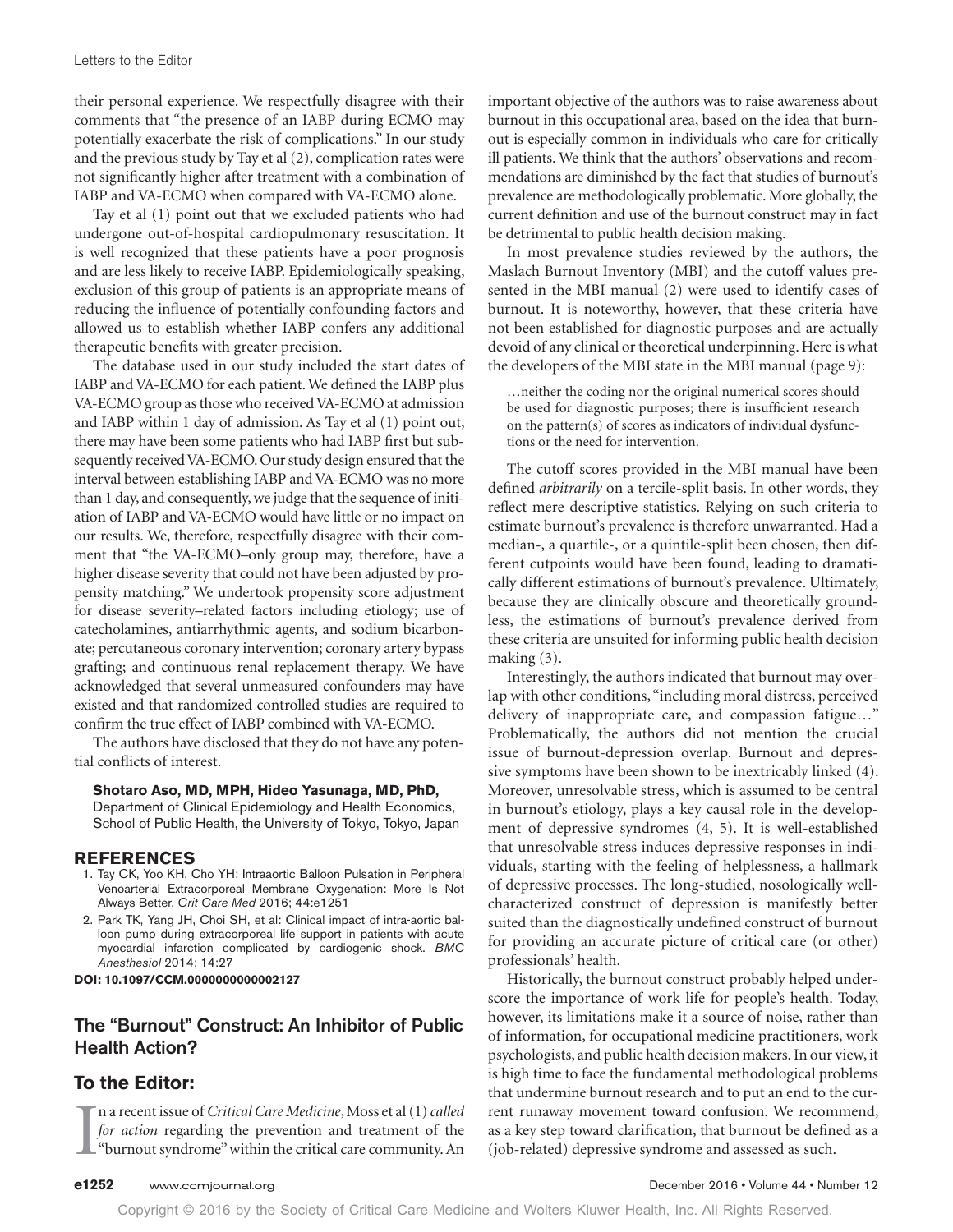their personal experience. We respectfully disagree with their comments that "the presence of an IABP during ECMO may potentially exacerbate the risk of complications." In our study and the previous study by Tay et al (2), complication rates were not significantly higher after treatment with a combination of IABP and VA-ECMO when compared with VA-ECMO alone.

Tay et al (1) point out that we excluded patients who had undergone out-of-hospital cardiopulmonary resuscitation. It is well recognized that these patients have a poor prognosis and are less likely to receive IABP. Epidemiologically speaking, exclusion of this group of patients is an appropriate means of reducing the influence of potentially confounding factors and allowed us to establish whether IABP confers any additional therapeutic benefits with greater precision.

The database used in our study included the start dates of IABP and VA-ECMO for each patient. We defined the IABP plus VA-ECMO group as those who received VA-ECMO at admission and IABP within 1 day of admission. As Tay et al (1) point out, there may have been some patients who had IABP first but subsequently received VA-ECMO. Our study design ensured that the interval between establishing IABP and VA-ECMO was no more than 1 day, and consequently, we judge that the sequence of initiation of IABP and VA-ECMO would have little or no impact on our results. We, therefore, respectfully disagree with their comment that "the VA-ECMO–only group may, therefore, have a higher disease severity that could not have been adjusted by propensity matching." We undertook propensity score adjustment for disease severity–related factors including etiology; use of catecholamines, antiarrhythmic agents, and sodium bicarbonate; percutaneous coronary intervention; coronary artery bypass grafting; and continuous renal replacement therapy. We have acknowledged that several unmeasured confounders may have existed and that randomized controlled studies are required to confirm the true effect of IABP combined with VA-ECMO.

The authors have disclosed that they do not have any potential conflicts of interest.

**Shotaro Aso, MD, MPH, Hideo Yasunaga, MD, PhD,**
Department of Clinical Epidemiology and Health Economics, School of Public Health, the University of Tokyo, Tokyo, Japan

## REFERENCES

1. Tay CK, Yoo KH, Cho YH: Intraaortic Balloon Pulsation in Peripheral Venoarterial Extracorporeal Membrane Oxygenation: More Is Not Always Better. *Crit Care Med* 2016; 44:e1251
2. Park TK, Yang JH, Choi SH, et al: Clinical impact of intra-aortic balloon pump during extracorporeal life support in patients with acute myocardial infarction complicated by cardiogenic shock. *BMC Anesthesiol* 2014; 14:27

**DOI: 10.1097/CCM.0000000000002127**

## The "Burnout" Construct: An Inhibitor of Public Health Action?

## To the Editor:

In a recent issue of *Critical Care Medicine*, Moss et al (1) *called for action* regarding the prevention and treatment of the "burnout syndrome" within the critical care community. An important objective of the authors was to raise awareness about burnout in this occupational area, based on the idea that burnout is especially common in individuals who care for critically ill patients. We think that the authors' observations and recommendations are diminished by the fact that studies of burnout's prevalence are methodologically problematic. More globally, the current definition and use of the burnout construct may in fact be detrimental to public health decision making.

In most prevalence studies reviewed by the authors, the Maslach Burnout Inventory (MBI) and the cutoff values presented in the MBI manual (2) were used to identify cases of burnout. It is noteworthy, however, that these criteria have not been established for diagnostic purposes and are actually devoid of any clinical or theoretical underpinning. Here is what the developers of the MBI state in the MBI manual (page 9):

> …neither the coding nor the original numerical scores should be used for diagnostic purposes; there is insufficient research on the pattern(s) of scores as indicators of individual dysfunctions or the need for intervention.

The cutoff scores provided in the MBI manual have been defined *arbitrarily* on a tercile-split basis. In other words, they reflect mere descriptive statistics. Relying on such criteria to estimate burnout's prevalence is therefore unwarranted. Had a median-, a quartile-, or a quintile-split been chosen, then different cutpoints would have been found, leading to dramatically different estimations of burnout's prevalence. Ultimately, because they are clinically obscure and theoretically groundless, the estimations of burnout's prevalence derived from these criteria are unsuited for informing public health decision making (3).

Interestingly, the authors indicated that burnout may overlap with other conditions, "including moral distress, perceived delivery of inappropriate care, and compassion fatigue…" Problematically, the authors did not mention the crucial issue of burnout-depression overlap. Burnout and depressive symptoms have been shown to be inextricably linked (4). Moreover, unresolvable stress, which is assumed to be central in burnout's etiology, plays a key causal role in the development of depressive syndromes (4, 5). It is well-established that unresolvable stress induces depressive responses in individuals, starting with the feeling of helplessness, a hallmark of depressive processes. The long-studied, nosologically well-characterized construct of depression is manifestly better suited than the diagnostically undefined construct of burnout for providing an accurate picture of critical care (or other) professionals' health.

Historically, the burnout construct probably helped underscore the importance of work life for people's health. Today, however, its limitations make it a source of noise, rather than of information, for occupational medicine practitioners, work psychologists, and public health decision makers. In our view, it is high time to face the fundamental methodological problems that undermine burnout research and to put an end to the current runaway movement toward confusion. We recommend, as a key step toward clarification, that burnout be defined as a (job-related) depressive syndrome and assessed as such.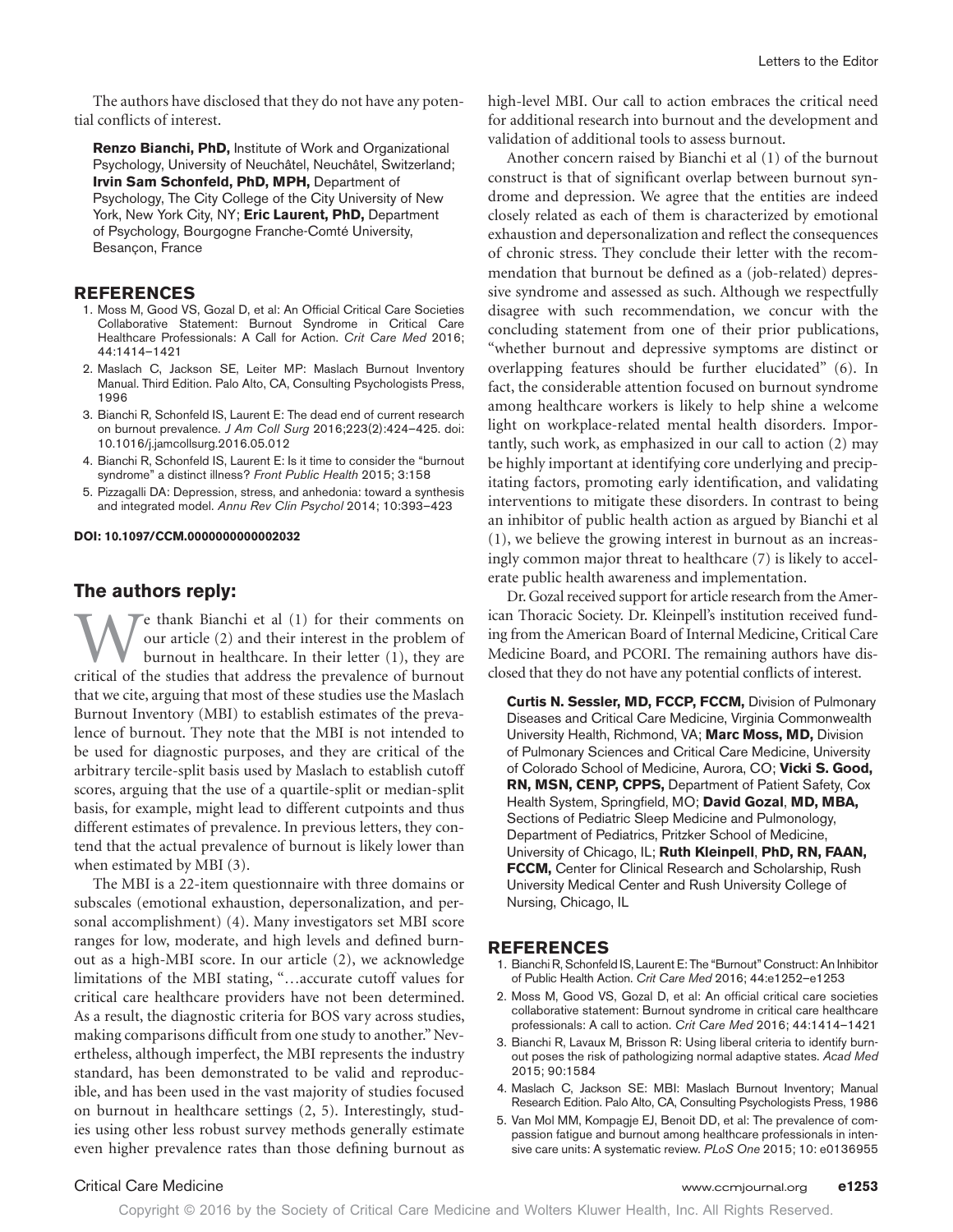The authors have disclosed that they do not have any potential conflicts of interest.

**Renzo Bianchi, PhD,** Institute of Work and Organizational Psychology, University of Neuchâtel, Neuchâtel, Switzerland; **Irvin Sam Schonfeld, PhD, MPH,** Department of Psychology, The City College of the City University of New York, New York City, NY; **Eric Laurent, PhD,** Department of Psychology, Bourgogne Franche-Comté University, Besançon, France

## REFERENCES

1. Moss M, Good VS, Gozal D, et al: An Official Critical Care Societies Collaborative Statement: Burnout Syndrome in Critical Care Healthcare Professionals: A Call for Action. *Crit Care Med* 2016; 44:1414–1421
2. Maslach C, Jackson SE, Leiter MP: Maslach Burnout Inventory Manual. Third Edition. Palo Alto, CA, Consulting Psychologists Press, 1996
3. Bianchi R, Schonfeld IS, Laurent E: The dead end of current research on burnout prevalence. *J Am Coll Surg* 2016;223(2):424–425. doi: 10.1016/j.jamcollsurg.2016.05.012
4. Bianchi R, Schonfeld IS, Laurent E: Is it time to consider the "burnout syndrome" a distinct illness? *Front Public Health* 2015; 3:158
5. Pizzagalli DA: Depression, stress, and anhedonia: toward a synthesis and integrated model. *Annu Rev Clin Psychol* 2014; 10:393–423

**DOI: 10.1097/CCM.0000000000002032**

## The authors reply:

We thank Bianchi et al (1) for their comments on our article (2) and their interest in the problem of burnout in healthcare. In their letter (1), they are critical of the studies that address the prevalence of burnout that we cite, arguing that most of these studies use the Maslach Burnout Inventory (MBI) to establish estimates of the prevalence of burnout. They note that the MBI is not intended to be used for diagnostic purposes, and they are critical of the arbitrary tercile-split basis used by Maslach to establish cutoff scores, arguing that the use of a quartile-split or median-split basis, for example, might lead to different cutpoints and thus different estimates of prevalence. In previous letters, they contend that the actual prevalence of burnout is likely lower than when estimated by MBI (3).

The MBI is a 22-item questionnaire with three domains or subscales (emotional exhaustion, depersonalization, and personal accomplishment) (4). Many investigators set MBI score ranges for low, moderate, and high levels and defined burnout as a high-MBI score. In our article (2), we acknowledge limitations of the MBI stating, "…accurate cutoff values for critical care healthcare providers have not been determined. As a result, the diagnostic criteria for BOS vary across studies, making comparisons difficult from one study to another." Nevertheless, although imperfect, the MBI represents the industry standard, has been demonstrated to be valid and reproducible, and has been used in the vast majority of studies focused on burnout in healthcare settings (2, 5). Interestingly, studies using other less robust survey methods generally estimate even higher prevalence rates than those defining burnout as high-level MBI. Our call to action embraces the critical need for additional research into burnout and the development and validation of additional tools to assess burnout.

Another concern raised by Bianchi et al (1) of the burnout construct is that of significant overlap between burnout syndrome and depression. We agree that the entities are indeed closely related as each of them is characterized by emotional exhaustion and depersonalization and reflect the consequences of chronic stress. They conclude their letter with the recommendation that burnout be defined as a (job-related) depressive syndrome and assessed as such. Although we respectfully disagree with such recommendation, we concur with the concluding statement from one of their prior publications, "whether burnout and depressive symptoms are distinct or overlapping features should be further elucidated" (6). In fact, the considerable attention focused on burnout syndrome among healthcare workers is likely to help shine a welcome light on workplace-related mental health disorders. Importantly, such work, as emphasized in our call to action (2) may be highly important at identifying core underlying and precipitating factors, promoting early identification, and validating interventions to mitigate these disorders. In contrast to being an inhibitor of public health action as argued by Bianchi et al (1), we believe the growing interest in burnout as an increasingly common major threat to healthcare (7) is likely to accelerate public health awareness and implementation.

Dr. Gozal received support for article research from the American Thoracic Society. Dr. Kleinpell's institution received funding from the American Board of Internal Medicine, Critical Care Medicine Board, and PCORI. The remaining authors have disclosed that they do not have any potential conflicts of interest.

**Curtis N. Sessler, MD, FCCP, FCCM,** Division of Pulmonary Diseases and Critical Care Medicine, Virginia Commonwealth University Health, Richmond, VA; **Marc Moss, MD,** Division of Pulmonary Sciences and Critical Care Medicine, University of Colorado School of Medicine, Aurora, CO; **Vicki S. Good, RN, MSN, CENP, CPPS,** Department of Patient Safety, Cox Health System, Springfield, MO; **David Gozal**, **MD, MBA,** Sections of Pediatric Sleep Medicine and Pulmonology, Department of Pediatrics, Pritzker School of Medicine, University of Chicago, IL; **Ruth Kleinpell**, **PhD, RN, FAAN, FCCM,** Center for Clinical Research and Scholarship, Rush University Medical Center and Rush University College of Nursing, Chicago, IL

## REFERENCES

1. Bianchi R, Schonfeld IS, Laurent E: The "Burnout" Construct: An Inhibitor of Public Health Action. *Crit Care Med* 2016; 44:e1252–e1253
2. Moss M, Good VS, Gozal D, et al: An official critical care societies collaborative statement: Burnout syndrome in critical care healthcare professionals: A call to action. *Crit Care Med* 2016; 44:1414–1421
3. Bianchi R, Lavaux M, Brisson R: Using liberal criteria to identify burnout poses the risk of pathologizing normal adaptive states. *Acad Med* 2015; 90:1584
4. Maslach C, Jackson SE: MBI: Maslach Burnout Inventory; Manual Research Edition. Palo Alto, CA, Consulting Psychologists Press, 1986
5. Van Mol MM, Kompagje EJ, Benoit DD, et al: The prevalence of compassion fatigue and burnout among healthcare professionals in intensive care units: A systematic review. *PLoS One* 2015; 10: e0136955